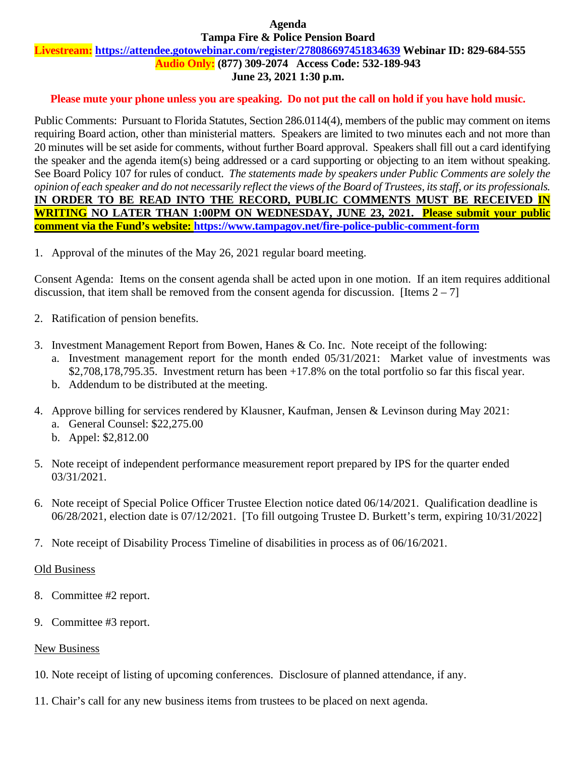**Agenda**
**Tampa Fire & Police Pension Board**
**Livestream: https://attendee.gotowebinar.com/register/2780866974518346339 Webinar ID: 829-684-555**
**Audio Only: (877) 309-2074 Access Code: 532-189-943**
**June 23, 2021 1:30 p.m.**

**Please mute your phone unless you are speaking. Do not put the call on hold if you have hold music.**

Public Comments: Pursuant to Florida Statutes, Section 286.0114(4), members of the public may comment on items requiring Board action, other than ministerial matters. Speakers are limited to two minutes each and not more than 20 minutes will be set aside for comments, without further Board approval. Speakers shall fill out a card identifying the speaker and the agenda item(s) being addressed or a card supporting or objecting to an item without speaking. See Board Policy 107 for rules of conduct. *The statements made by speakers under Public Comments are solely the opinion of each speaker and do not necessarily reflect the views of the Board of Trustees, its staff, or its professionals.* **IN ORDER TO BE READ INTO THE RECORD, PUBLIC COMMENTS MUST BE RECEIVED IN WRITING NO LATER THAN 1:00PM ON WEDNESDAY, JUNE 23, 2021. Please submit your public comment via the Fund's website: https://www.tampagov.net/fire-police-public-comment-form**

1. Approval of the minutes of the May 26, 2021 regular board meeting.

Consent Agenda: Items on the consent agenda shall be acted upon in one motion. If an item requires additional discussion, that item shall be removed from the consent agenda for discussion. [Items 2 – 7]

2. Ratification of pension benefits.

3. Investment Management Report from Bowen, Hanes & Co. Inc. Note receipt of the following:
   a. Investment management report for the month ended 05/31/2021: Market value of investments was $2,708,178,795.35. Investment return has been +17.8% on the total portfolio so far this fiscal year.
   b. Addendum to be distributed at the meeting.

4. Approve billing for services rendered by Klausner, Kaufman, Jensen & Levinson during May 2021:
   a. General Counsel: $22,275.00
   b. Appel: $2,812.00

5. Note receipt of independent performance measurement report prepared by IPS for the quarter ended 03/31/2021.

6. Note receipt of Special Police Officer Trustee Election notice dated 06/14/2021. Qualification deadline is 06/28/2021, election date is 07/12/2021. [To fill outgoing Trustee D. Burkett's term, expiring 10/31/2022]

7. Note receipt of Disability Process Timeline of disabilities in process as of 06/16/2021.

Old Business

8. Committee #2 report.

9. Committee #3 report.

New Business

10. Note receipt of listing of upcoming conferences. Disclosure of planned attendance, if any.

11. Chair's call for any new business items from trustees to be placed on next agenda.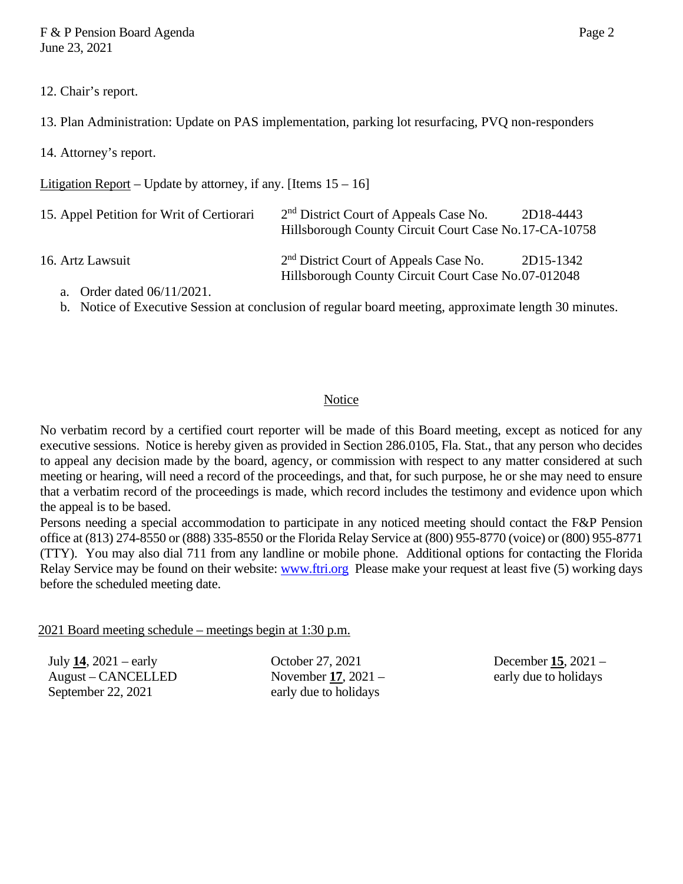12. Chair's report.

13. Plan Administration: Update on PAS implementation, parking lot resurfacing, PVQ non-responders

14. Attorney's report.

Litigation Report – Update by attorney, if any. [Items 15 – 16]

| | | |
|---|---|---|
| 15. Appel Petition for Writ of Certiorari | 2nd District Court of Appeals Case No. | 2D18-4443 |
| | Hillsborough County Circuit Court Case No. | 17-CA-10758 |
| 16. Artz Lawsuit | 2nd District Court of Appeals Case No. | 2D15-1342 |
| | Hillsborough County Circuit Court Case No. | 07-012048 |

a. Order dated 06/11/2021.
b. Notice of Executive Session at conclusion of regular board meeting, approximate length 30 minutes.

## Notice

No verbatim record by a certified court reporter will be made of this Board meeting, except as noticed for any executive sessions. Notice is hereby given as provided in Section 286.0105, Fla. Stat., that any person who decides to appeal any decision made by the board, agency, or commission with respect to any matter considered at such meeting or hearing, will need a record of the proceedings, and that, for such purpose, he or she may need to ensure that a verbatim record of the proceedings is made, which record includes the testimony and evidence upon which the appeal is to be based.

Persons needing a special accommodation to participate in any noticed meeting should contact the F&P Pension office at (813) 274-8550 or (888) 335-8550 or the Florida Relay Service at (800) 955-8770 (voice) or (800) 955-8771 (TTY). You may also dial 711 from any landline or mobile phone. Additional options for contacting the Florida Relay Service may be found on their website: www.ftri.org Please make your request at least five (5) working days before the scheduled meeting date.

2021 Board meeting schedule – meetings begin at 1:30 p.m.

July **14**, 2021 – early
August – CANCELLED
September 22, 2021
October 27, 2021
November **17**, 2021 – early due to holidays
December **15**, 2021 – early due to holidays